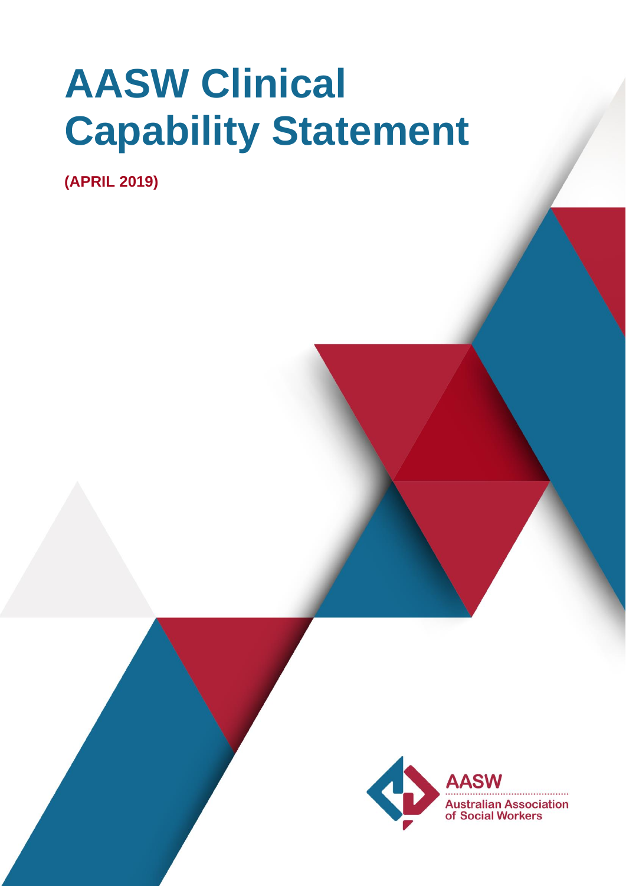# AASW Clinical Capability Statement

**(APRIL 2019)**

AASW

Australian Association of Social Workers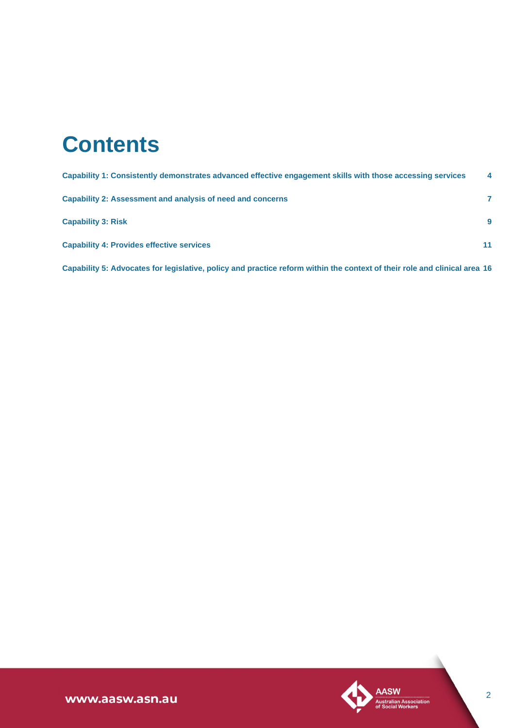# Contents

| | |
|---|---|
| **Capability 1: Consistently demonstrates advanced effective engagement skills with those accessing services** | **4** |
| **Capability 2: Assessment and analysis of need and concerns** | **7** |
| **Capability 3: Risk** | **9** |
| **Capability 4: Provides effective services** | **11** |
| **Capability 5: Advocates for legislative, policy and practice reform within the context of their role and clinical area** | **16** |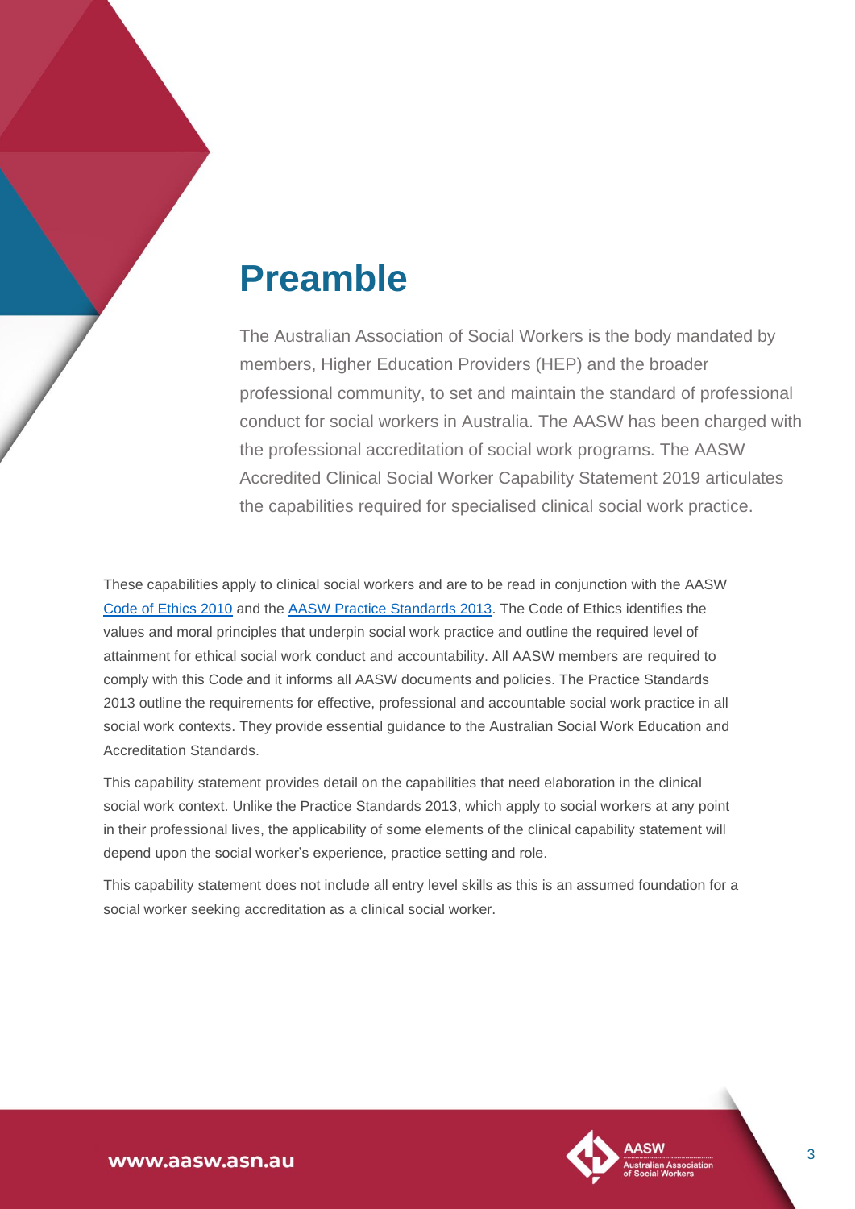# Preamble

The Australian Association of Social Workers is the body mandated by members, Higher Education Providers (HEP) and the broader professional community, to set and maintain the standard of professional conduct for social workers in Australia. The AASW has been charged with the professional accreditation of social work programs. The AASW Accredited Clinical Social Worker Capability Statement 2019 articulates the capabilities required for specialised clinical social work practice.

These capabilities apply to clinical social workers and are to be read in conjunction with the AASW Code of Ethics 2010 and the AASW Practice Standards 2013. The Code of Ethics identifies the values and moral principles that underpin social work practice and outline the required level of attainment for ethical social work conduct and accountability. All AASW members are required to comply with this Code and it informs all AASW documents and policies. The Practice Standards 2013 outline the requirements for effective, professional and accountable social work practice in all social work contexts. They provide essential guidance to the Australian Social Work Education and Accreditation Standards.

This capability statement provides detail on the capabilities that need elaboration in the clinical social work context. Unlike the Practice Standards 2013, which apply to social workers at any point in their professional lives, the applicability of some elements of the clinical capability statement will depend upon the social worker's experience, practice setting and role.

This capability statement does not include all entry level skills as this is an assumed foundation for a social worker seeking accreditation as a clinical social worker.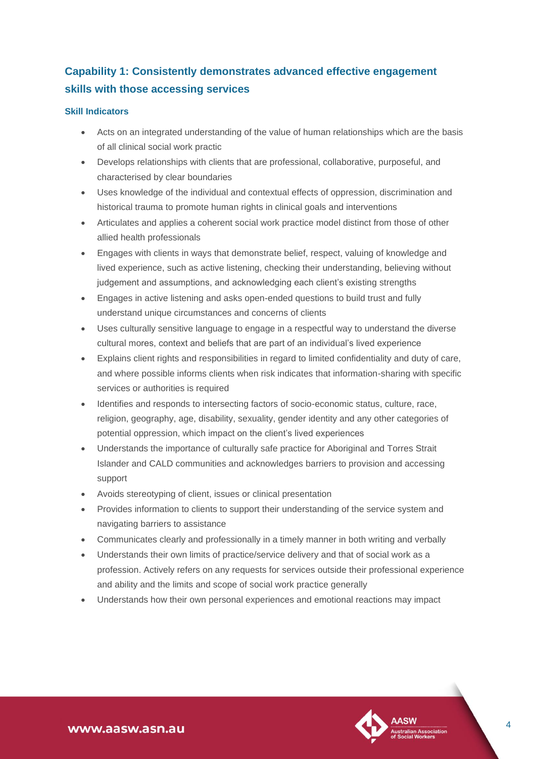## Capability 1: Consistently demonstrates advanced effective engagement skills with those accessing services

### Skill Indicators

- Acts on an integrated understanding of the value of human relationships which are the basis of all clinical social work practic
- Develops relationships with clients that are professional, collaborative, purposeful, and characterised by clear boundaries
- Uses knowledge of the individual and contextual effects of oppression, discrimination and historical trauma to promote human rights in clinical goals and interventions
- Articulates and applies a coherent social work practice model distinct from those of other allied health professionals
- Engages with clients in ways that demonstrate belief, respect, valuing of knowledge and lived experience, such as active listening, checking their understanding, believing without judgement and assumptions, and acknowledging each client's existing strengths
- Engages in active listening and asks open-ended questions to build trust and fully understand unique circumstances and concerns of clients
- Uses culturally sensitive language to engage in a respectful way to understand the diverse cultural mores, context and beliefs that are part of an individual's lived experience
- Explains client rights and responsibilities in regard to limited confidentiality and duty of care, and where possible informs clients when risk indicates that information-sharing with specific services or authorities is required
- Identifies and responds to intersecting factors of socio-economic status, culture, race, religion, geography, age, disability, sexuality, gender identity and any other categories of potential oppression, which impact on the client's lived experiences
- Understands the importance of culturally safe practice for Aboriginal and Torres Strait Islander and CALD communities and acknowledges barriers to provision and accessing support
- Avoids stereotyping of client, issues or clinical presentation
- Provides information to clients to support their understanding of the service system and navigating barriers to assistance
- Communicates clearly and professionally in a timely manner in both writing and verbally
- Understands their own limits of practice/service delivery and that of social work as a profession. Actively refers on any requests for services outside their professional experience and ability and the limits and scope of social work practice generally
- Understands how their own personal experiences and emotional reactions may impact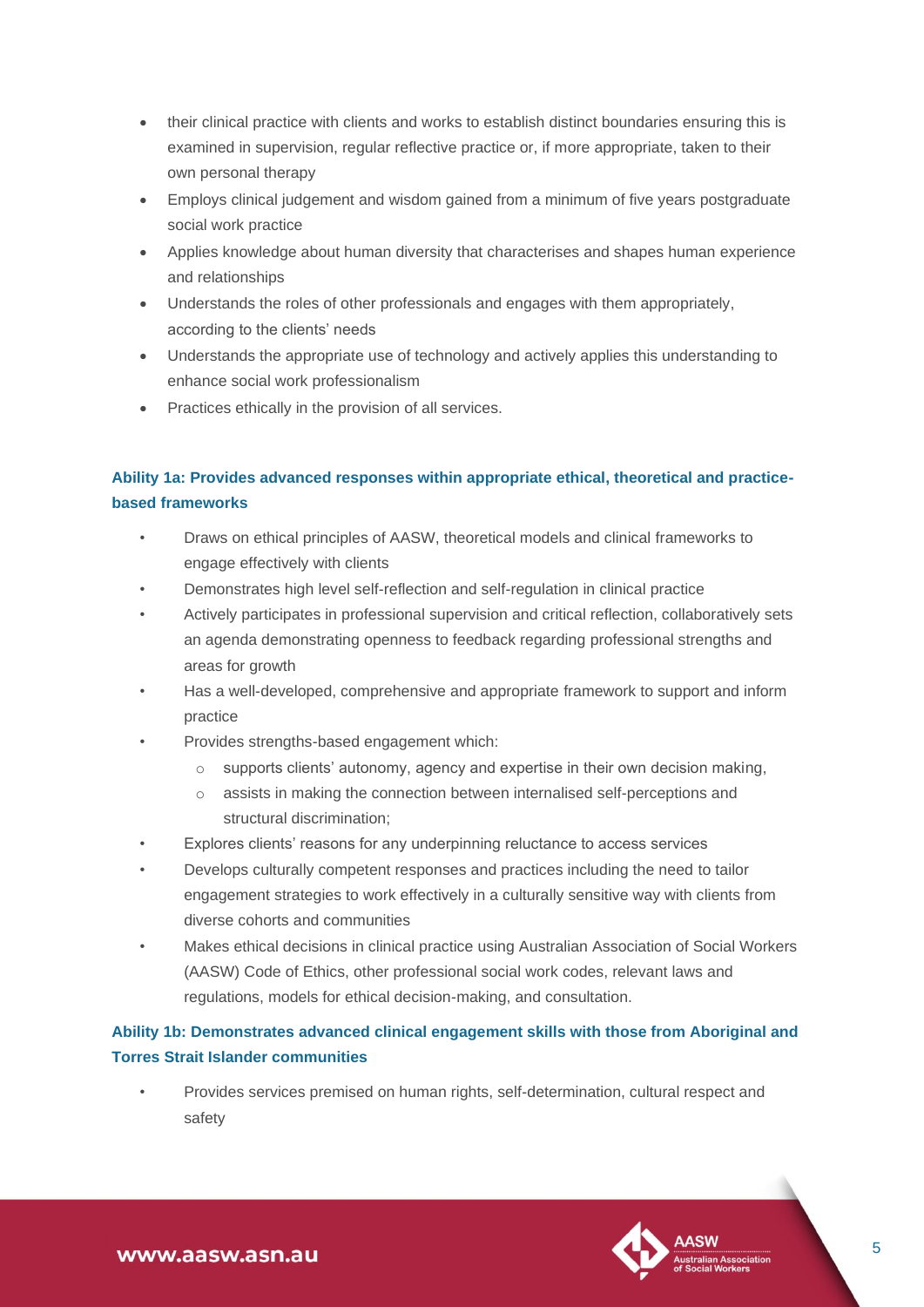- their clinical practice with clients and works to establish distinct boundaries ensuring this is examined in supervision, regular reflective practice or, if more appropriate, taken to their own personal therapy
- Employs clinical judgement and wisdom gained from a minimum of five years postgraduate social work practice
- Applies knowledge about human diversity that characterises and shapes human experience and relationships
- Understands the roles of other professionals and engages with them appropriately, according to the clients' needs
- Understands the appropriate use of technology and actively applies this understanding to enhance social work professionalism
- Practices ethically in the provision of all services.

### Ability 1a: Provides advanced responses within appropriate ethical, theoretical and practice-based frameworks

- Draws on ethical principles of AASW, theoretical models and clinical frameworks to engage effectively with clients
- Demonstrates high level self-reflection and self-regulation in clinical practice
- Actively participates in professional supervision and critical reflection, collaboratively sets an agenda demonstrating openness to feedback regarding professional strengths and areas for growth
- Has a well-developed, comprehensive and appropriate framework to support and inform practice
- Provides strengths-based engagement which:
  - supports clients' autonomy, agency and expertise in their own decision making,
  - assists in making the connection between internalised self-perceptions and structural discrimination;
- Explores clients' reasons for any underpinning reluctance to access services
- Develops culturally competent responses and practices including the need to tailor engagement strategies to work effectively in a culturally sensitive way with clients from diverse cohorts and communities
- Makes ethical decisions in clinical practice using Australian Association of Social Workers (AASW) Code of Ethics, other professional social work codes, relevant laws and regulations, models for ethical decision-making, and consultation.

### Ability 1b: Demonstrates advanced clinical engagement skills with those from Aboriginal and Torres Strait Islander communities

- Provides services premised on human rights, self-determination, cultural respect and safety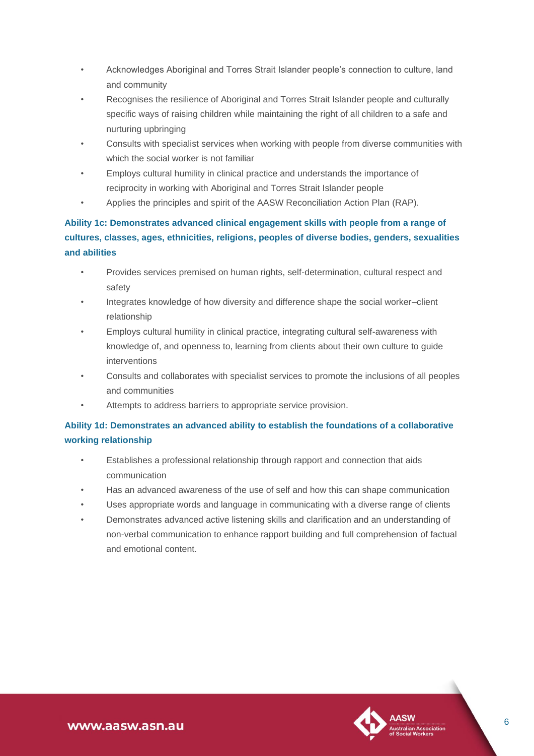- Acknowledges Aboriginal and Torres Strait Islander people's connection to culture, land and community
- Recognises the resilience of Aboriginal and Torres Strait Islander people and culturally specific ways of raising children while maintaining the right of all children to a safe and nurturing upbringing
- Consults with specialist services when working with people from diverse communities with which the social worker is not familiar
- Employs cultural humility in clinical practice and understands the importance of reciprocity in working with Aboriginal and Torres Strait Islander people
- Applies the principles and spirit of the AASW Reconciliation Action Plan (RAP).

### Ability 1c: Demonstrates advanced clinical engagement skills with people from a range of cultures, classes, ages, ethnicities, religions, peoples of diverse bodies, genders, sexualities and abilities

- Provides services premised on human rights, self-determination, cultural respect and safety
- Integrates knowledge of how diversity and difference shape the social worker–client relationship
- Employs cultural humility in clinical practice, integrating cultural self-awareness with knowledge of, and openness to, learning from clients about their own culture to guide interventions
- Consults and collaborates with specialist services to promote the inclusions of all peoples and communities
- Attempts to address barriers to appropriate service provision.

### Ability 1d: Demonstrates an advanced ability to establish the foundations of a collaborative working relationship

- Establishes a professional relationship through rapport and connection that aids communication
- Has an advanced awareness of the use of self and how this can shape communication
- Uses appropriate words and language in communicating with a diverse range of clients
- Demonstrates advanced active listening skills and clarification and an understanding of non-verbal communication to enhance rapport building and full comprehension of factual and emotional content.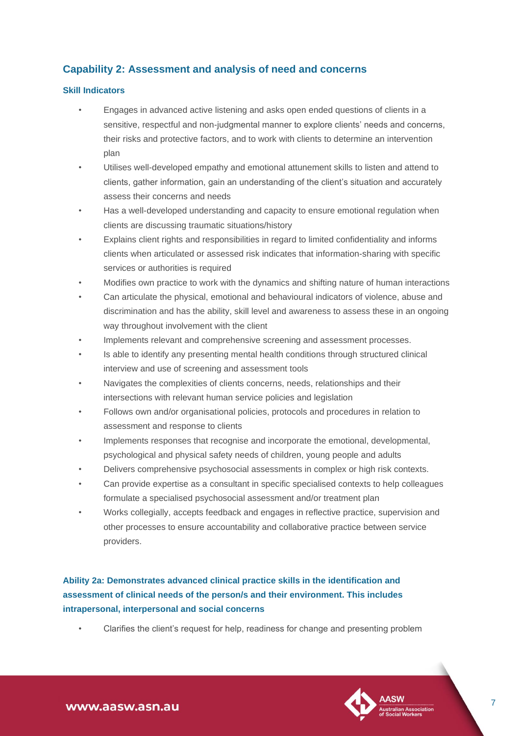## Capability 2: Assessment and analysis of need and concerns

### Skill Indicators

- Engages in advanced active listening and asks open ended questions of clients in a sensitive, respectful and non-judgmental manner to explore clients' needs and concerns, their risks and protective factors, and to work with clients to determine an intervention plan
- Utilises well-developed empathy and emotional attunement skills to listen and attend to clients, gather information, gain an understanding of the client's situation and accurately assess their concerns and needs
- Has a well-developed understanding and capacity to ensure emotional regulation when clients are discussing traumatic situations/history
- Explains client rights and responsibilities in regard to limited confidentiality and informs clients when articulated or assessed risk indicates that information-sharing with specific services or authorities is required
- Modifies own practice to work with the dynamics and shifting nature of human interactions
- Can articulate the physical, emotional and behavioural indicators of violence, abuse and discrimination and has the ability, skill level and awareness to assess these in an ongoing way throughout involvement with the client
- Implements relevant and comprehensive screening and assessment processes.
- Is able to identify any presenting mental health conditions through structured clinical interview and use of screening and assessment tools
- Navigates the complexities of clients concerns, needs, relationships and their intersections with relevant human service policies and legislation
- Follows own and/or organisational policies, protocols and procedures in relation to assessment and response to clients
- Implements responses that recognise and incorporate the emotional, developmental, psychological and physical safety needs of children, young people and adults
- Delivers comprehensive psychosocial assessments in complex or high risk contexts.
- Can provide expertise as a consultant in specific specialised contexts to help colleagues formulate a specialised psychosocial assessment and/or treatment plan
- Works collegially, accepts feedback and engages in reflective practice, supervision and other processes to ensure accountability and collaborative practice between service providers.

### Ability 2a: Demonstrates advanced clinical practice skills in the identification and assessment of clinical needs of the person/s and their environment. This includes intrapersonal, interpersonal and social concerns

- Clarifies the client's request for help, readiness for change and presenting problem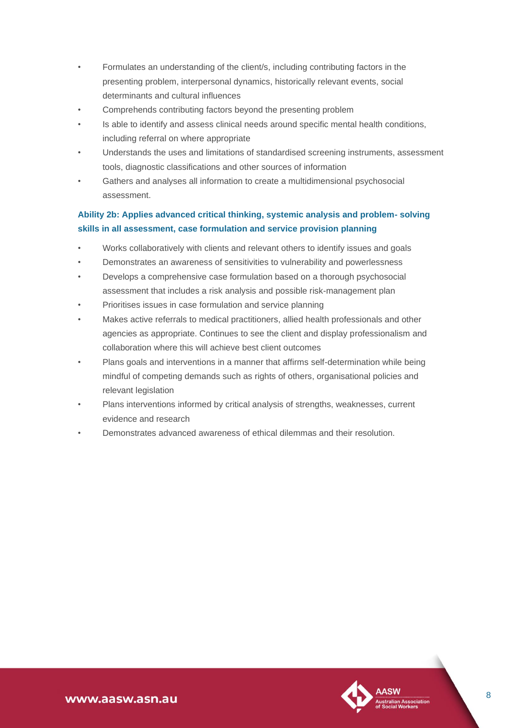- Formulates an understanding of the client/s, including contributing factors in the presenting problem, interpersonal dynamics, historically relevant events, social determinants and cultural influences
- Comprehends contributing factors beyond the presenting problem
- Is able to identify and assess clinical needs around specific mental health conditions, including referral on where appropriate
- Understands the uses and limitations of standardised screening instruments, assessment tools, diagnostic classifications and other sources of information
- Gathers and analyses all information to create a multidimensional psychosocial assessment.

### Ability 2b: Applies advanced critical thinking, systemic analysis and problem- solving skills in all assessment, case formulation and service provision planning

- Works collaboratively with clients and relevant others to identify issues and goals
- Demonstrates an awareness of sensitivities to vulnerability and powerlessness
- Develops a comprehensive case formulation based on a thorough psychosocial assessment that includes a risk analysis and possible risk-management plan
- Prioritises issues in case formulation and service planning
- Makes active referrals to medical practitioners, allied health professionals and other agencies as appropriate. Continues to see the client and display professionalism and collaboration where this will achieve best client outcomes
- Plans goals and interventions in a manner that affirms self-determination while being mindful of competing demands such as rights of others, organisational policies and relevant legislation
- Plans interventions informed by critical analysis of strengths, weaknesses, current evidence and research
- Demonstrates advanced awareness of ethical dilemmas and their resolution.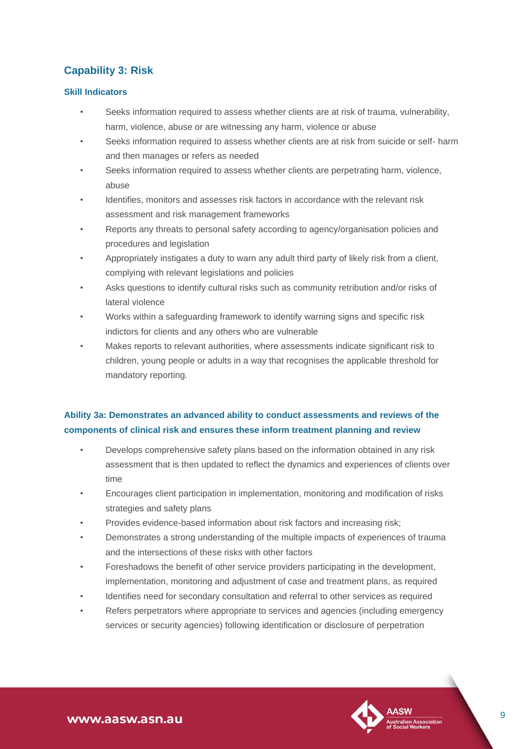## Capability 3: Risk

### Skill Indicators

- Seeks information required to assess whether clients are at risk of trauma, vulnerability, harm, violence, abuse or are witnessing any harm, violence or abuse
- Seeks information required to assess whether clients are at risk from suicide or self- harm and then manages or refers as needed
- Seeks information required to assess whether clients are perpetrating harm, violence, abuse
- Identifies, monitors and assesses risk factors in accordance with the relevant risk assessment and risk management frameworks
- Reports any threats to personal safety according to agency/organisation policies and procedures and legislation
- Appropriately instigates a duty to warn any adult third party of likely risk from a client, complying with relevant legislations and policies
- Asks questions to identify cultural risks such as community retribution and/or risks of lateral violence
- Works within a safeguarding framework to identify warning signs and specific risk indictors for clients and any others who are vulnerable
- Makes reports to relevant authorities, where assessments indicate significant risk to children, young people or adults in a way that recognises the applicable threshold for mandatory reporting.

### Ability 3a: Demonstrates an advanced ability to conduct assessments and reviews of the components of clinical risk and ensures these inform treatment planning and review

- Develops comprehensive safety plans based on the information obtained in any risk assessment that is then updated to reflect the dynamics and experiences of clients over time
- Encourages client participation in implementation, monitoring and modification of risks strategies and safety plans
- Provides evidence-based information about risk factors and increasing risk;
- Demonstrates a strong understanding of the multiple impacts of experiences of trauma and the intersections of these risks with other factors
- Foreshadows the benefit of other service providers participating in the development, implementation, monitoring and adjustment of case and treatment plans, as required
- Identifies need for secondary consultation and referral to other services as required
- Refers perpetrators where appropriate to services and agencies (including emergency services or security agencies) following identification or disclosure of perpetration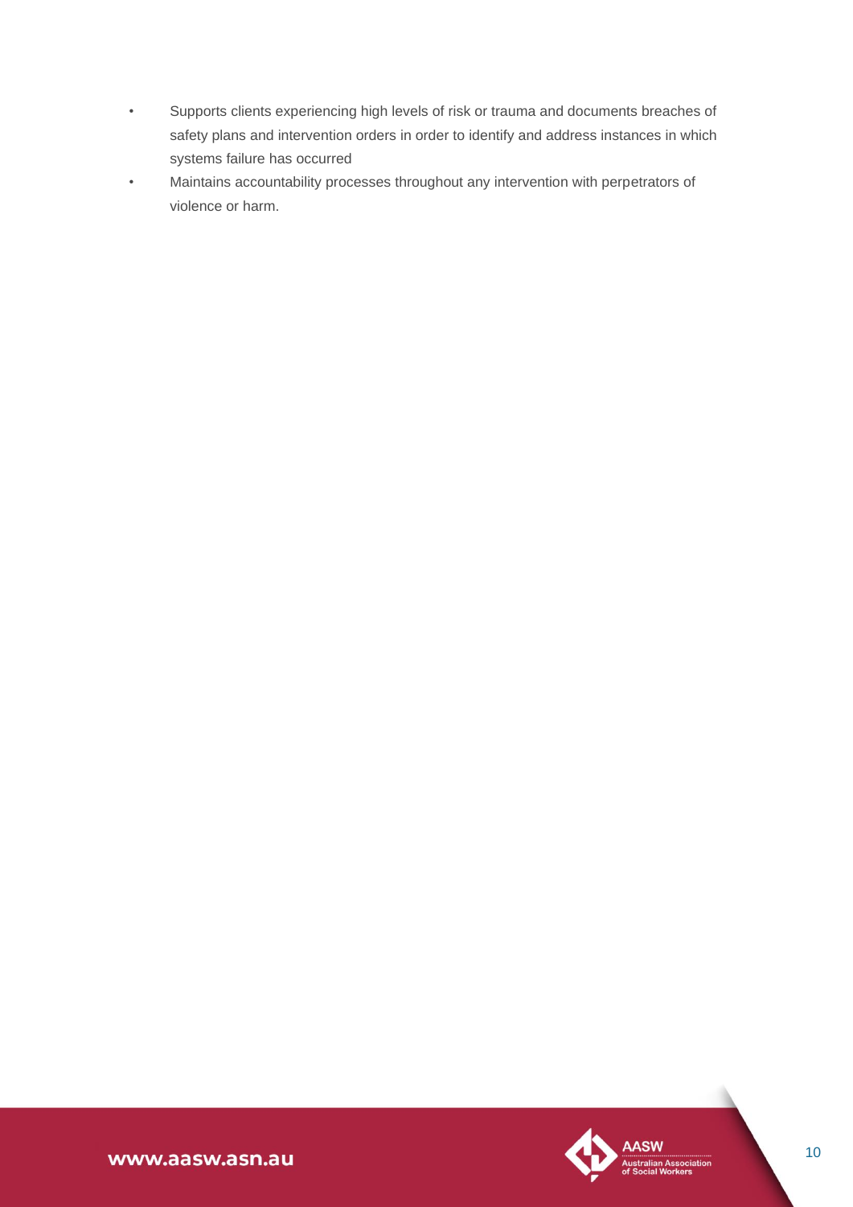- Supports clients experiencing high levels of risk or trauma and documents breaches of safety plans and intervention orders in order to identify and address instances in which systems failure has occurred
- Maintains accountability processes throughout any intervention with perpetrators of violence or harm.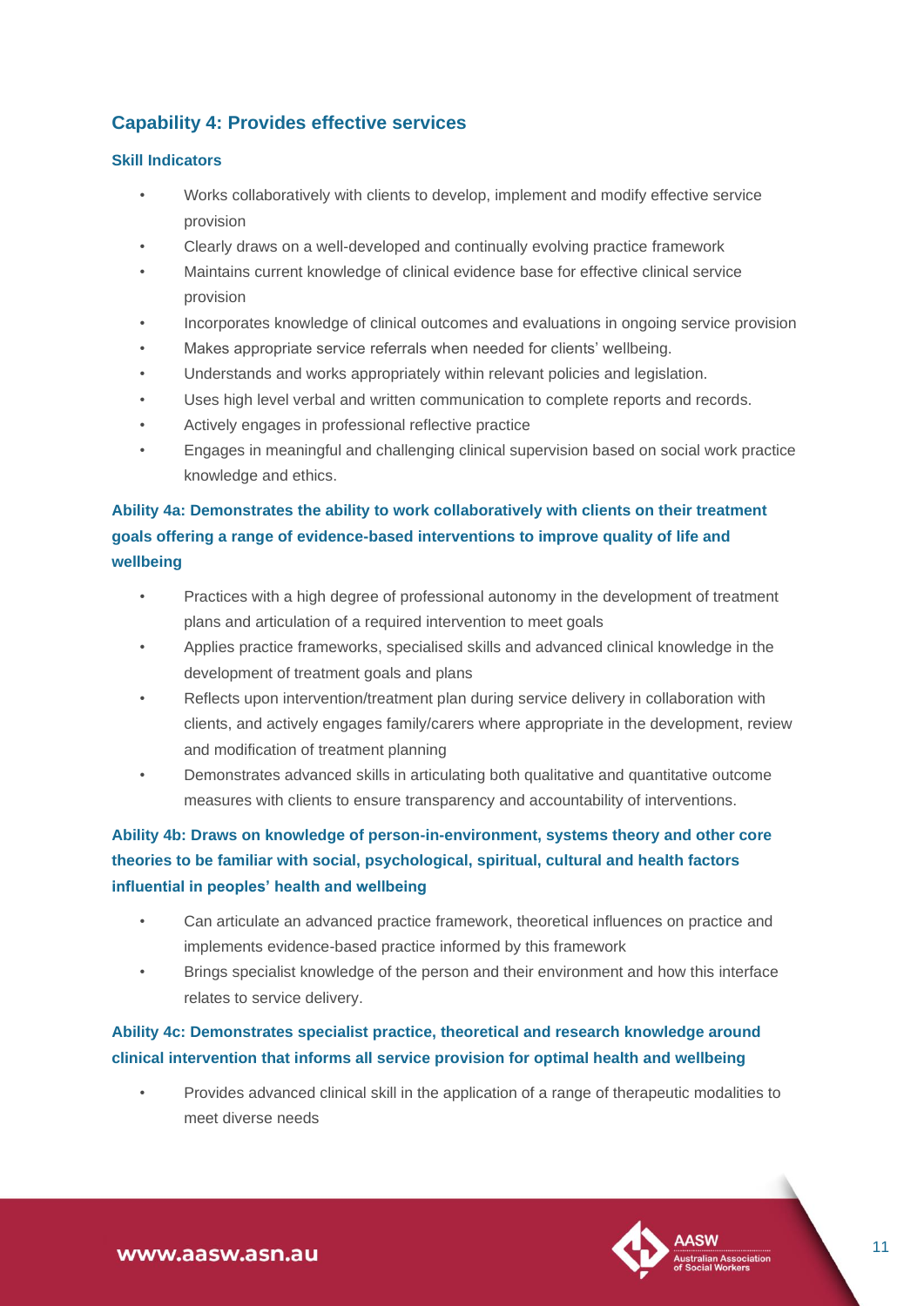## Capability 4: Provides effective services

### Skill Indicators

- Works collaboratively with clients to develop, implement and modify effective service provision
- Clearly draws on a well-developed and continually evolving practice framework
- Maintains current knowledge of clinical evidence base for effective clinical service provision
- Incorporates knowledge of clinical outcomes and evaluations in ongoing service provision
- Makes appropriate service referrals when needed for clients' wellbeing.
- Understands and works appropriately within relevant policies and legislation.
- Uses high level verbal and written communication to complete reports and records.
- Actively engages in professional reflective practice
- Engages in meaningful and challenging clinical supervision based on social work practice knowledge and ethics.

### Ability 4a: Demonstrates the ability to work collaboratively with clients on their treatment goals offering a range of evidence-based interventions to improve quality of life and wellbeing

- Practices with a high degree of professional autonomy in the development of treatment plans and articulation of a required intervention to meet goals
- Applies practice frameworks, specialised skills and advanced clinical knowledge in the development of treatment goals and plans
- Reflects upon intervention/treatment plan during service delivery in collaboration with clients, and actively engages family/carers where appropriate in the development, review and modification of treatment planning
- Demonstrates advanced skills in articulating both qualitative and quantitative outcome measures with clients to ensure transparency and accountability of interventions.

### Ability 4b: Draws on knowledge of person-in-environment, systems theory and other core theories to be familiar with social, psychological, spiritual, cultural and health factors influential in peoples' health and wellbeing

- Can articulate an advanced practice framework, theoretical influences on practice and implements evidence-based practice informed by this framework
- Brings specialist knowledge of the person and their environment and how this interface relates to service delivery.

### Ability 4c: Demonstrates specialist practice, theoretical and research knowledge around clinical intervention that informs all service provision for optimal health and wellbeing

- Provides advanced clinical skill in the application of a range of therapeutic modalities to meet diverse needs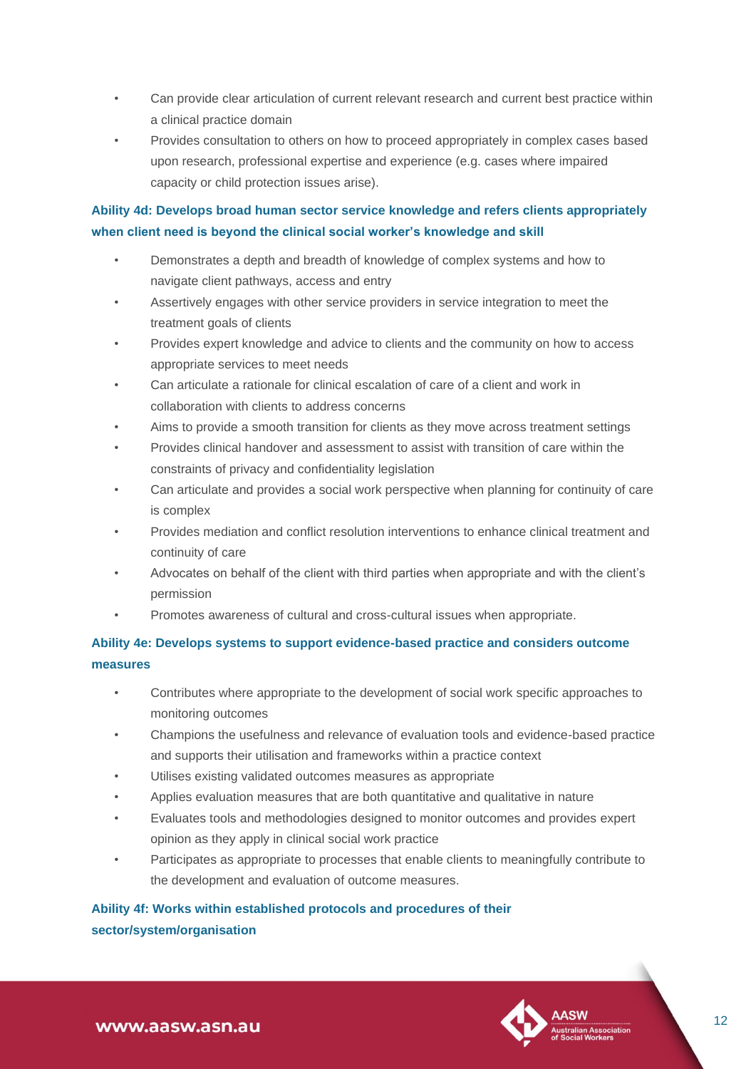- Can provide clear articulation of current relevant research and current best practice within a clinical practice domain
- Provides consultation to others on how to proceed appropriately in complex cases based upon research, professional expertise and experience (e.g. cases where impaired capacity or child protection issues arise).

### Ability 4d: Develops broad human sector service knowledge and refers clients appropriately when client need is beyond the clinical social worker's knowledge and skill

- Demonstrates a depth and breadth of knowledge of complex systems and how to navigate client pathways, access and entry
- Assertively engages with other service providers in service integration to meet the treatment goals of clients
- Provides expert knowledge and advice to clients and the community on how to access appropriate services to meet needs
- Can articulate a rationale for clinical escalation of care of a client and work in collaboration with clients to address concerns
- Aims to provide a smooth transition for clients as they move across treatment settings
- Provides clinical handover and assessment to assist with transition of care within the constraints of privacy and confidentiality legislation
- Can articulate and provides a social work perspective when planning for continuity of care is complex
- Provides mediation and conflict resolution interventions to enhance clinical treatment and continuity of care
- Advocates on behalf of the client with third parties when appropriate and with the client's permission
- Promotes awareness of cultural and cross-cultural issues when appropriate.

### Ability 4e: Develops systems to support evidence-based practice and considers outcome measures

- Contributes where appropriate to the development of social work specific approaches to monitoring outcomes
- Champions the usefulness and relevance of evaluation tools and evidence-based practice and supports their utilisation and frameworks within a practice context
- Utilises existing validated outcomes measures as appropriate
- Applies evaluation measures that are both quantitative and qualitative in nature
- Evaluates tools and methodologies designed to monitor outcomes and provides expert opinion as they apply in clinical social work practice
- Participates as appropriate to processes that enable clients to meaningfully contribute to the development and evaluation of outcome measures.

### Ability 4f: Works within established protocols and procedures of their sector/system/organisation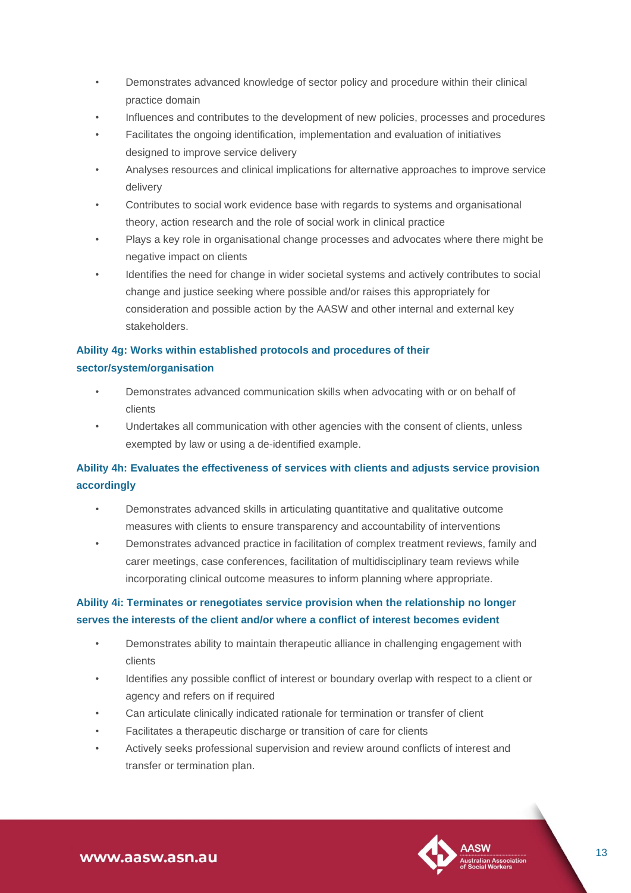- Demonstrates advanced knowledge of sector policy and procedure within their clinical practice domain
- Influences and contributes to the development of new policies, processes and procedures
- Facilitates the ongoing identification, implementation and evaluation of initiatives designed to improve service delivery
- Analyses resources and clinical implications for alternative approaches to improve service delivery
- Contributes to social work evidence base with regards to systems and organisational theory, action research and the role of social work in clinical practice
- Plays a key role in organisational change processes and advocates where there might be negative impact on clients
- Identifies the need for change in wider societal systems and actively contributes to social change and justice seeking where possible and/or raises this appropriately for consideration and possible action by the AASW and other internal and external key stakeholders.

### Ability 4g: Works within established protocols and procedures of their sector/system/organisation

- Demonstrates advanced communication skills when advocating with or on behalf of clients
- Undertakes all communication with other agencies with the consent of clients, unless exempted by law or using a de-identified example.

### Ability 4h: Evaluates the effectiveness of services with clients and adjusts service provision accordingly

- Demonstrates advanced skills in articulating quantitative and qualitative outcome measures with clients to ensure transparency and accountability of interventions
- Demonstrates advanced practice in facilitation of complex treatment reviews, family and carer meetings, case conferences, facilitation of multidisciplinary team reviews while incorporating clinical outcome measures to inform planning where appropriate.

### Ability 4i: Terminates or renegotiates service provision when the relationship no longer serves the interests of the client and/or where a conflict of interest becomes evident

- Demonstrates ability to maintain therapeutic alliance in challenging engagement with clients
- Identifies any possible conflict of interest or boundary overlap with respect to a client or agency and refers on if required
- Can articulate clinically indicated rationale for termination or transfer of client
- Facilitates a therapeutic discharge or transition of care for clients
- Actively seeks professional supervision and review around conflicts of interest and transfer or termination plan.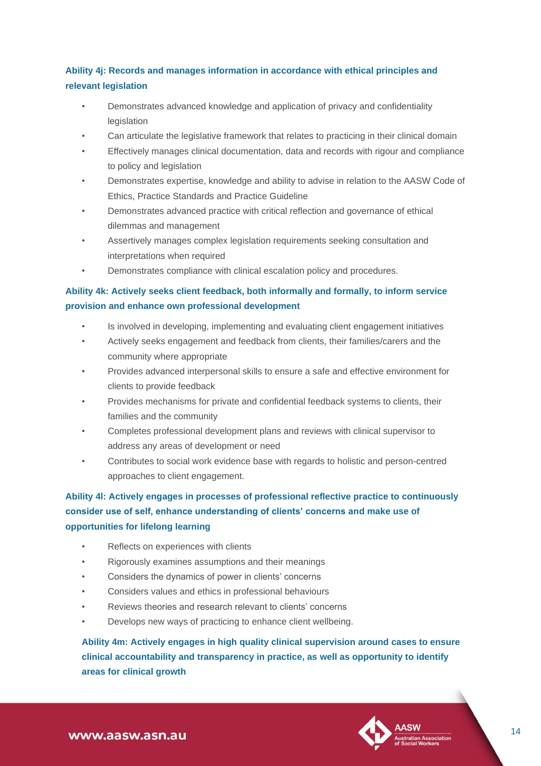### Ability 4j: Records and manages information in accordance with ethical principles and relevant legislation

- Demonstrates advanced knowledge and application of privacy and confidentiality legislation
- Can articulate the legislative framework that relates to practicing in their clinical domain
- Effectively manages clinical documentation, data and records with rigour and compliance to policy and legislation
- Demonstrates expertise, knowledge and ability to advise in relation to the AASW Code of Ethics, Practice Standards and Practice Guideline
- Demonstrates advanced practice with critical reflection and governance of ethical dilemmas and management
- Assertively manages complex legislation requirements seeking consultation and interpretations when required
- Demonstrates compliance with clinical escalation policy and procedures.

### Ability 4k: Actively seeks client feedback, both informally and formally, to inform service provision and enhance own professional development

- Is involved in developing, implementing and evaluating client engagement initiatives
- Actively seeks engagement and feedback from clients, their families/carers and the community where appropriate
- Provides advanced interpersonal skills to ensure a safe and effective environment for clients to provide feedback
- Provides mechanisms for private and confidential feedback systems to clients, their families and the community
- Completes professional development plans and reviews with clinical supervisor to address any areas of development or need
- Contributes to social work evidence base with regards to holistic and person-centred approaches to client engagement.

### Ability 4l: Actively engages in processes of professional reflective practice to continuously consider use of self, enhance understanding of clients' concerns and make use of opportunities for lifelong learning

- Reflects on experiences with clients
- Rigorously examines assumptions and their meanings
- Considers the dynamics of power in clients' concerns
- Considers values and ethics in professional behaviours
- Reviews theories and research relevant to clients' concerns
- Develops new ways of practicing to enhance client wellbeing.

### Ability 4m: Actively engages in high quality clinical supervision around cases to ensure clinical accountability and transparency in practice, as well as opportunity to identify areas for clinical growth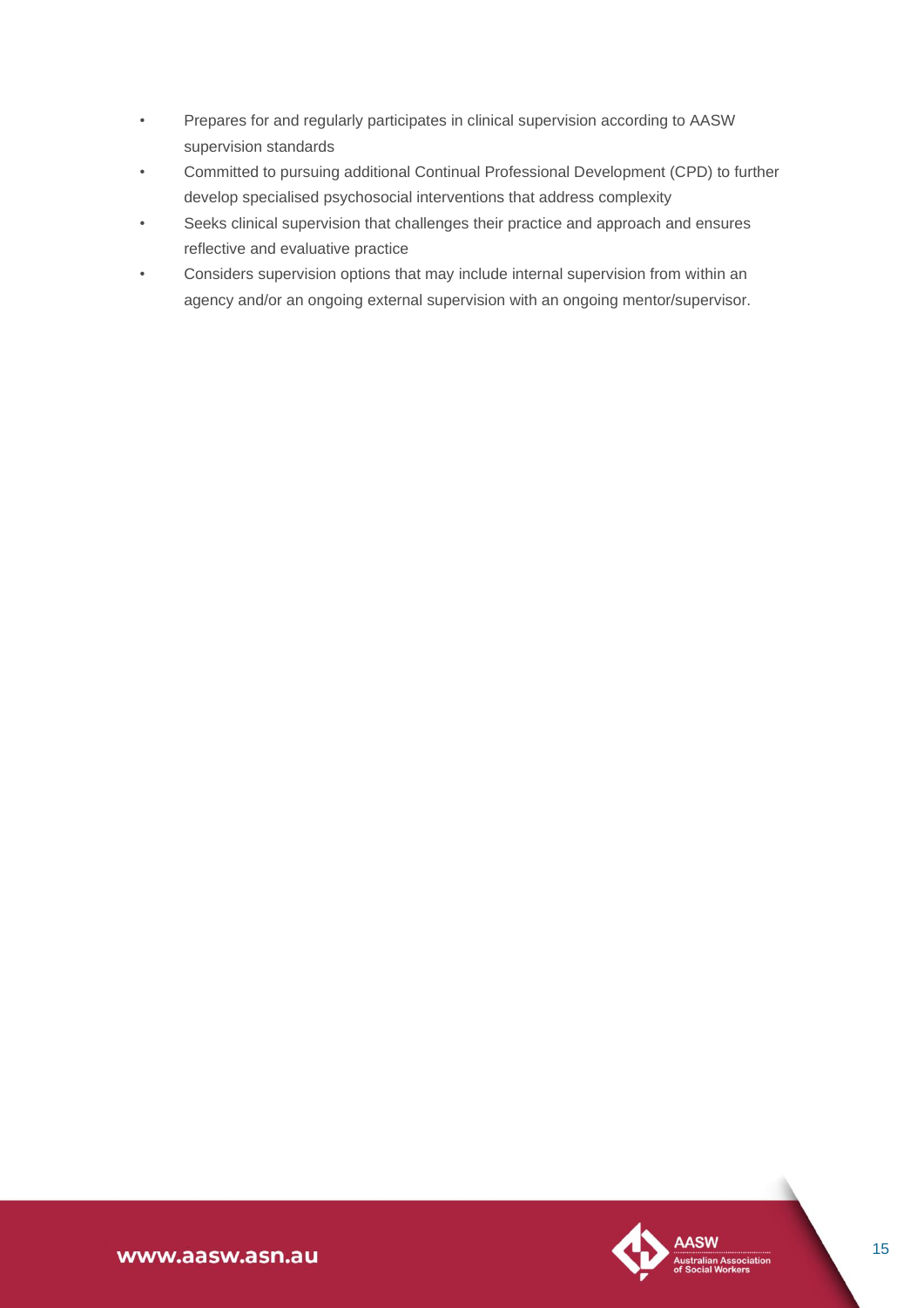- Prepares for and regularly participates in clinical supervision according to AASW supervision standards
- Committed to pursuing additional Continual Professional Development (CPD) to further develop specialised psychosocial interventions that address complexity
- Seeks clinical supervision that challenges their practice and approach and ensures reflective and evaluative practice
- Considers supervision options that may include internal supervision from within an agency and/or an ongoing external supervision with an ongoing mentor/supervisor.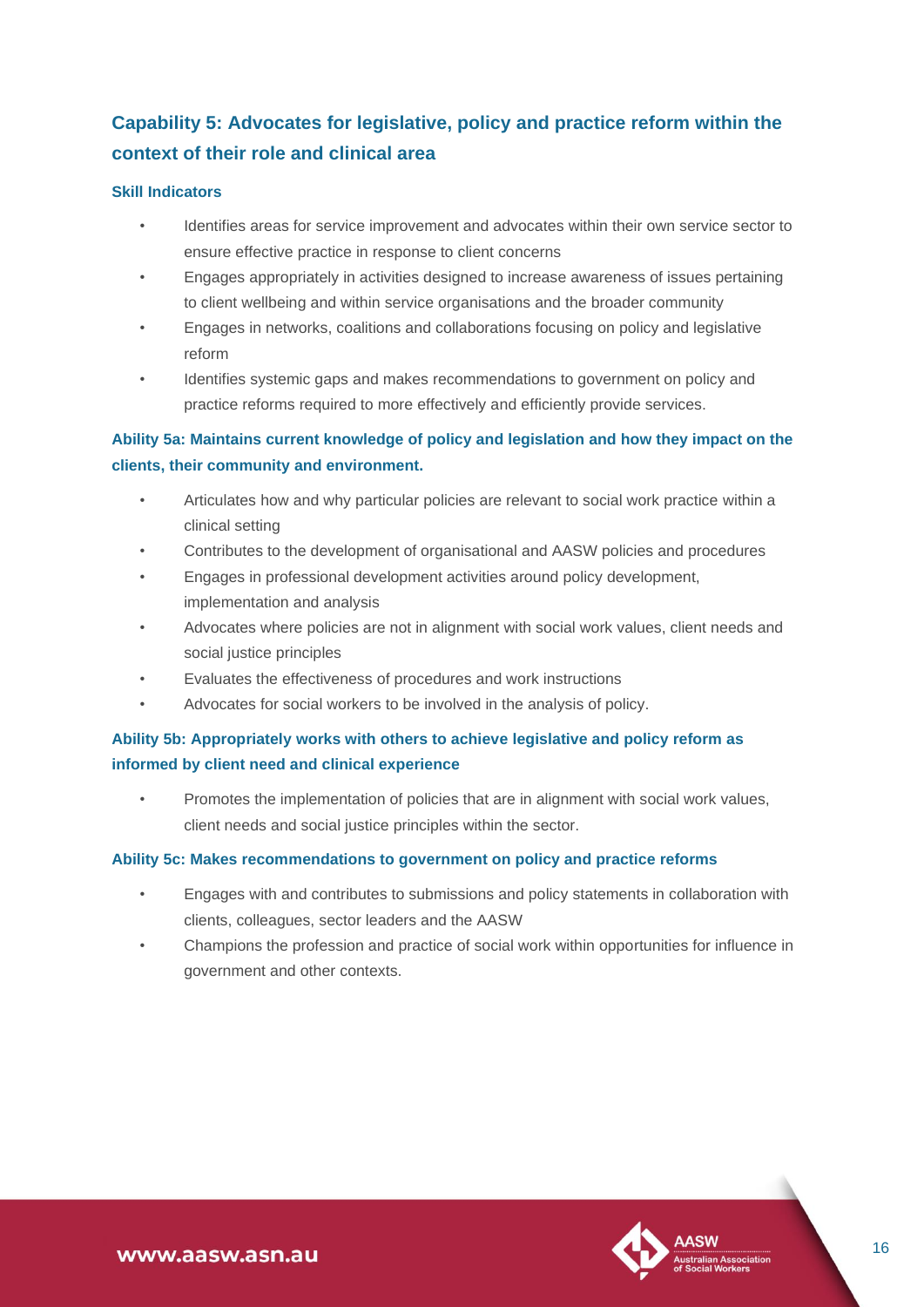## Capability 5: Advocates for legislative, policy and practice reform within the context of their role and clinical area

#### Skill Indicators

- Identifies areas for service improvement and advocates within their own service sector to ensure effective practice in response to client concerns
- Engages appropriately in activities designed to increase awareness of issues pertaining to client wellbeing and within service organisations and the broader community
- Engages in networks, coalitions and collaborations focusing on policy and legislative reform
- Identifies systemic gaps and makes recommendations to government on policy and practice reforms required to more effectively and efficiently provide services.

#### Ability 5a: Maintains current knowledge of policy and legislation and how they impact on the clients, their community and environment.

- Articulates how and why particular policies are relevant to social work practice within a clinical setting
- Contributes to the development of organisational and AASW policies and procedures
- Engages in professional development activities around policy development, implementation and analysis
- Advocates where policies are not in alignment with social work values, client needs and social justice principles
- Evaluates the effectiveness of procedures and work instructions
- Advocates for social workers to be involved in the analysis of policy.

#### Ability 5b: Appropriately works with others to achieve legislative and policy reform as informed by client need and clinical experience

- Promotes the implementation of policies that are in alignment with social work values, client needs and social justice principles within the sector.

#### Ability 5c: Makes recommendations to government on policy and practice reforms

- Engages with and contributes to submissions and policy statements in collaboration with clients, colleagues, sector leaders and the AASW
- Champions the profession and practice of social work within opportunities for influence in government and other contexts.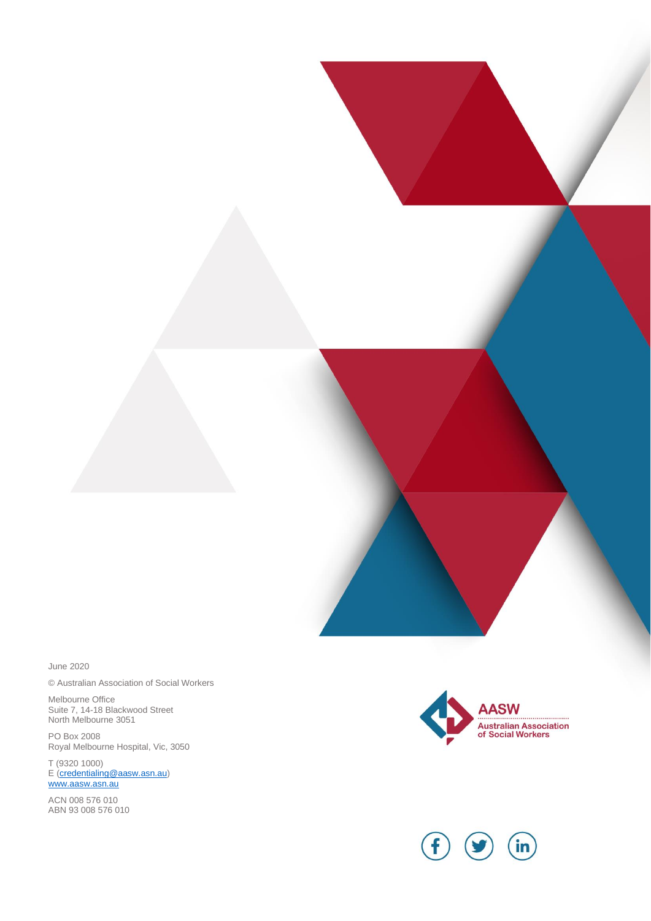June 2020

© Australian Association of Social Workers

Melbourne Office
Suite 7, 14-18 Blackwood Street
North Melbourne 3051

PO Box 2008
Royal Melbourne Hospital, Vic, 3050

T (9320 1000)
E (credentialing@aasw.asn.au)
www.aasw.asn.au

ACN 008 576 010
ABN 93 008 576 010

AASW
Australian Association of Social Workers